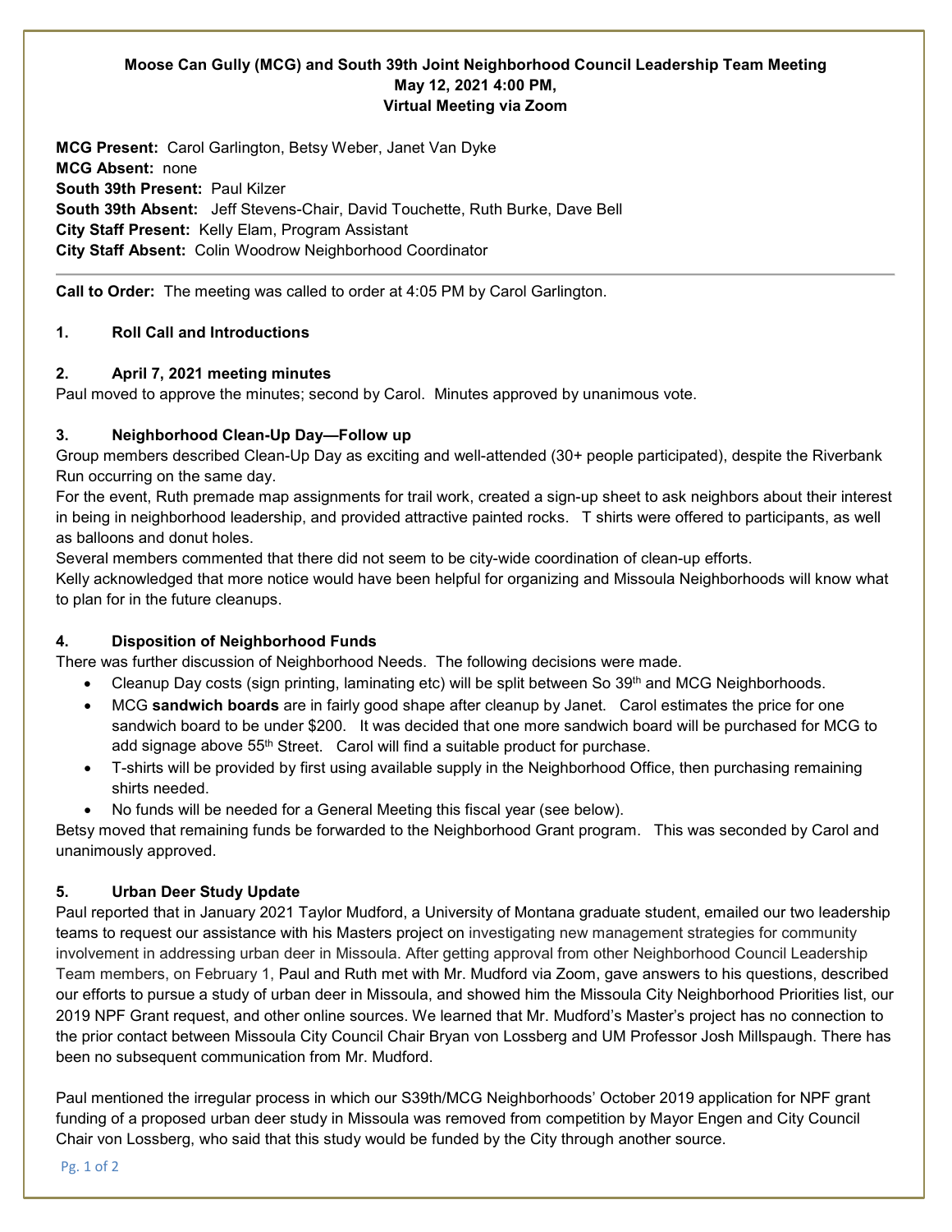**Moose Can Gully (MCG) and South 39th Joint Neighborhood Council Leadership Team Meeting**
**May 12, 2021 4:00 PM,**
**Virtual Meeting via Zoom**

**MCG Present:** Carol Garlington, Betsy Weber, Janet Van Dyke
**MCG Absent:** none
**South 39th Present:** Paul Kilzer
**South 39th Absent:** Jeff Stevens-Chair, David Touchette, Ruth Burke, Dave Bell
**City Staff Present:** Kelly Elam, Program Assistant
**City Staff Absent:** Colin Woodrow Neighborhood Coordinator

---

**Call to Order:** The meeting was called to order at 4:05 PM by Carol Garlington.

### 1. Roll Call and Introductions

### 2. April 7, 2021 meeting minutes

Paul moved to approve the minutes; second by Carol. Minutes approved by unanimous vote.

### 3. Neighborhood Clean-Up Day—Follow up

Group members described Clean-Up Day as exciting and well-attended (30+ people participated), despite the Riverbank Run occurring on the same day.

For the event, Ruth premade map assignments for trail work, created a sign-up sheet to ask neighbors about their interest in being in neighborhood leadership, and provided attractive painted rocks. T shirts were offered to participants, as well as balloons and donut holes.

Several members commented that there did not seem to be city-wide coordination of clean-up efforts.

Kelly acknowledged that more notice would have been helpful for organizing and Missoula Neighborhoods will know what to plan for in the future cleanups.

### 4. Disposition of Neighborhood Funds

There was further discussion of Neighborhood Needs. The following decisions were made.

- Cleanup Day costs (sign printing, laminating etc) will be split between So 39th and MCG Neighborhoods.
- MCG **sandwich boards** are in fairly good shape after cleanup by Janet. Carol estimates the price for one sandwich board to be under $200. It was decided that one more sandwich board will be purchased for MCG to add signage above 55th Street. Carol will find a suitable product for purchase.
- T-shirts will be provided by first using available supply in the Neighborhood Office, then purchasing remaining shirts needed.
- No funds will be needed for a General Meeting this fiscal year (see below).

Betsy moved that remaining funds be forwarded to the Neighborhood Grant program. This was seconded by Carol and unanimously approved.

### 5. Urban Deer Study Update

Paul reported that in January 2021 Taylor Mudford, a University of Montana graduate student, emailed our two leadership teams to request our assistance with his Masters project on investigating new management strategies for community involvement in addressing urban deer in Missoula. After getting approval from other Neighborhood Council Leadership Team members, on February 1, Paul and Ruth met with Mr. Mudford via Zoom, gave answers to his questions, described our efforts to pursue a study of urban deer in Missoula, and showed him the Missoula City Neighborhood Priorities list, our 2019 NPF Grant request, and other online sources. We learned that Mr. Mudford's Master's project has no connection to the prior contact between Missoula City Council Chair Bryan von Lossberg and UM Professor Josh Millspaugh. There has been no subsequent communication from Mr. Mudford.

Paul mentioned the irregular process in which our S39th/MCG Neighborhoods' October 2019 application for NPF grant funding of a proposed urban deer study in Missoula was removed from competition by Mayor Engen and City Council Chair von Lossberg, who said that this study would be funded by the City through another source.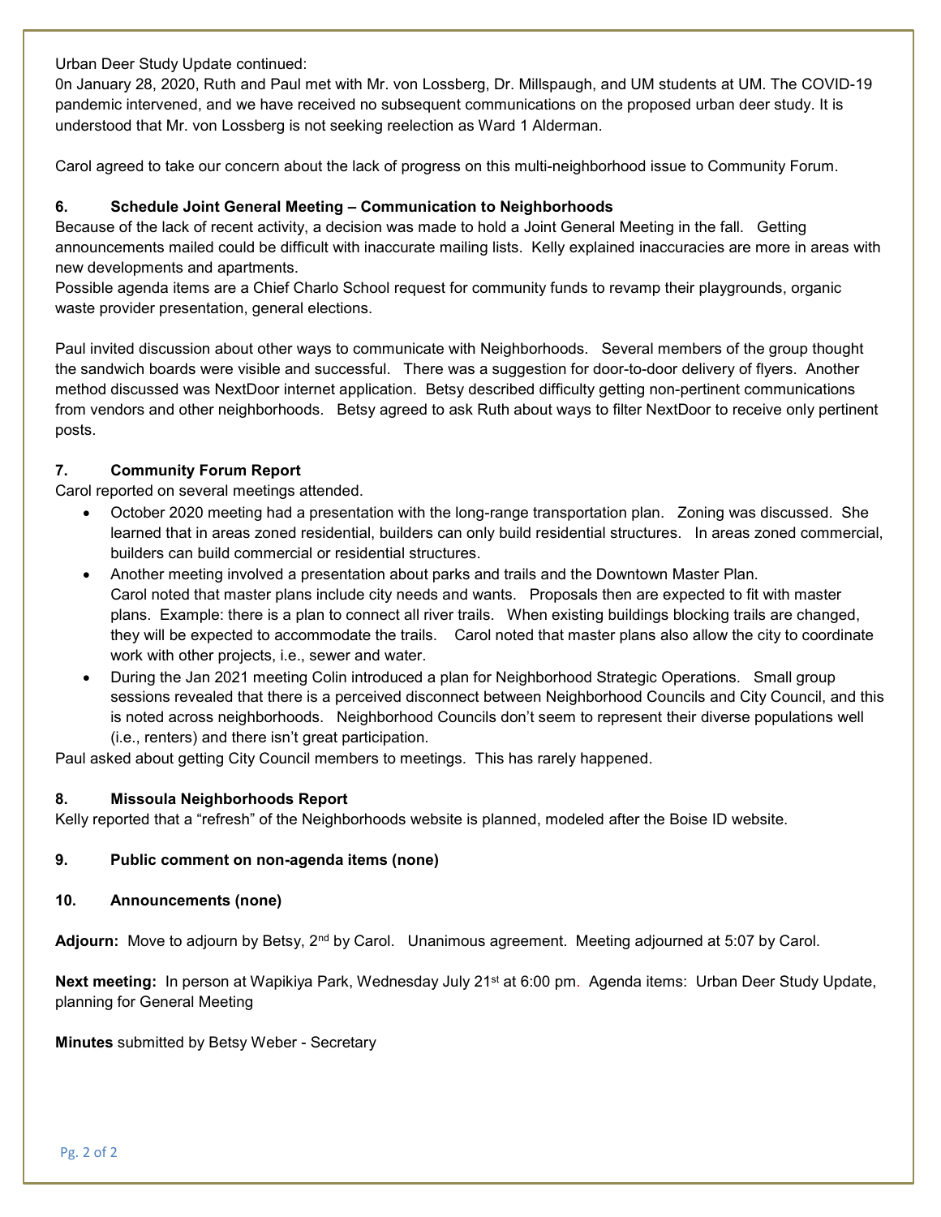Urban Deer Study Update continued:
0n January 28, 2020, Ruth and Paul met with Mr. von Lossberg, Dr. Millspaugh, and UM students at UM. The COVID-19 pandemic intervened, and we have received no subsequent communications on the proposed urban deer study. It is understood that Mr. von Lossberg is not seeking reelection as Ward 1 Alderman.

Carol agreed to take our concern about the lack of progress on this multi-neighborhood issue to Community Forum.

**6. Schedule Joint General Meeting – Communication to Neighborhoods**

Because of the lack of recent activity, a decision was made to hold a Joint General Meeting in the fall. Getting announcements mailed could be difficult with inaccurate mailing lists. Kelly explained inaccuracies are more in areas with new developments and apartments.
Possible agenda items are a Chief Charlo School request for community funds to revamp their playgrounds, organic waste provider presentation, general elections.

Paul invited discussion about other ways to communicate with Neighborhoods. Several members of the group thought the sandwich boards were visible and successful. There was a suggestion for door-to-door delivery of flyers. Another method discussed was NextDoor internet application. Betsy described difficulty getting non-pertinent communications from vendors and other neighborhoods. Betsy agreed to ask Ruth about ways to filter NextDoor to receive only pertinent posts.

**7. Community Forum Report**

Carol reported on several meetings attended.

- October 2020 meeting had a presentation with the long-range transportation plan. Zoning was discussed. She learned that in areas zoned residential, builders can only build residential structures. In areas zoned commercial, builders can build commercial or residential structures.
- Another meeting involved a presentation about parks and trails and the Downtown Master Plan.
  Carol noted that master plans include city needs and wants. Proposals then are expected to fit with master plans. Example: there is a plan to connect all river trails. When existing buildings blocking trails are changed, they will be expected to accommodate the trails. Carol noted that master plans also allow the city to coordinate work with other projects, i.e., sewer and water.
- During the Jan 2021 meeting Colin introduced a plan for Neighborhood Strategic Operations. Small group sessions revealed that there is a perceived disconnect between Neighborhood Councils and City Council, and this is noted across neighborhoods. Neighborhood Councils don't seem to represent their diverse populations well (i.e., renters) and there isn't great participation.

Paul asked about getting City Council members to meetings. This has rarely happened.

**8. Missoula Neighborhoods Report**

Kelly reported that a "refresh" of the Neighborhoods website is planned, modeled after the Boise ID website.

**9. Public comment on non-agenda items (none)**

**10. Announcements (none)**

**Adjourn:** Move to adjourn by Betsy, 2nd by Carol. Unanimous agreement. Meeting adjourned at 5:07 by Carol.

**Next meeting:** In person at Wapikiya Park, Wednesday July 21st at 6:00 pm. Agenda items: Urban Deer Study Update, planning for General Meeting

**Minutes** submitted by Betsy Weber - Secretary